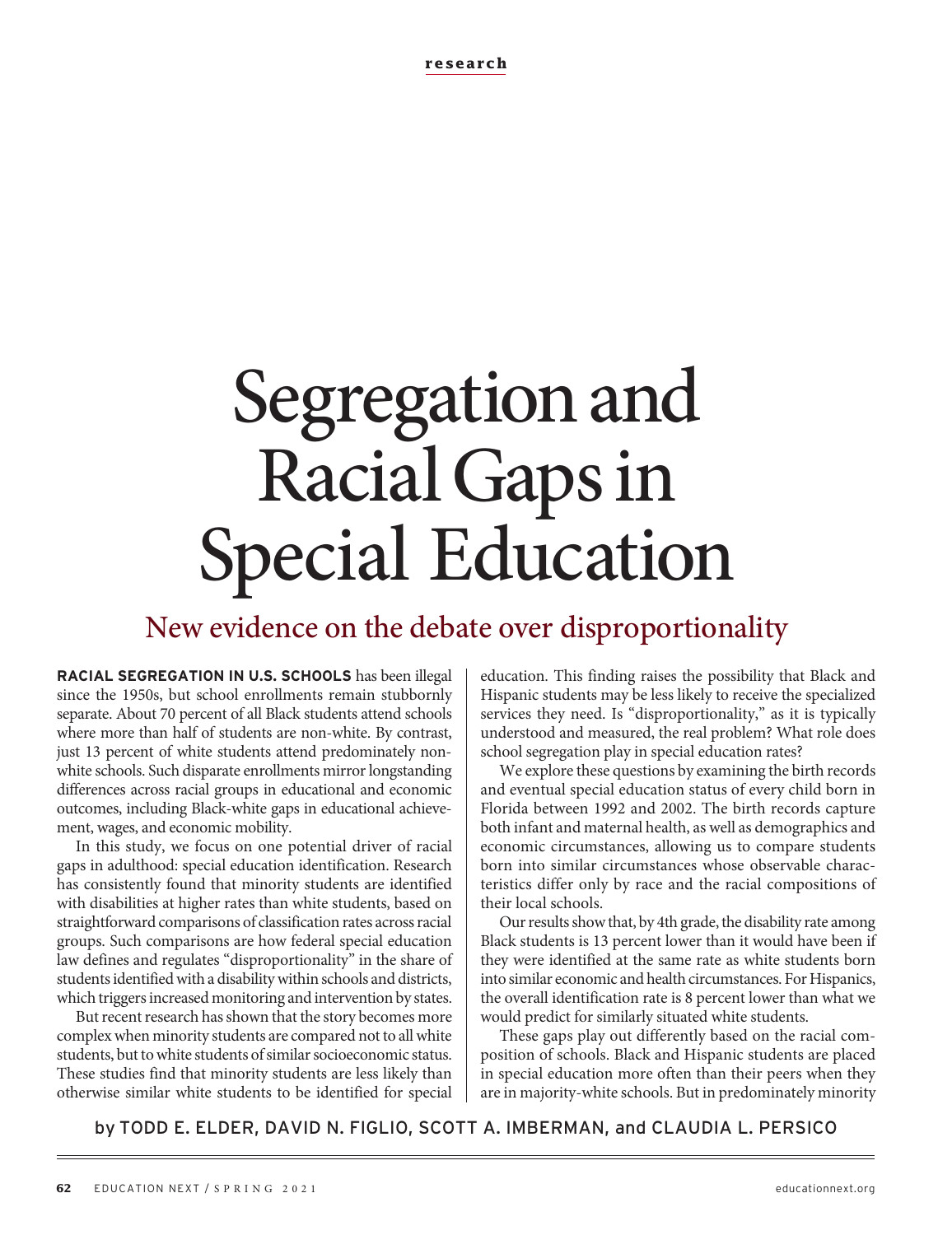# Segregation and Racial Gaps in Special Education

## New evidence on the debate over disproportionality

by TODD E. ELDER, DAVID N. FIGLIO, SCOTT A. IMBERMAN, and CLAUDIA L. PERSICO

**RACIAL SEGREGATION IN U.S. SCHOOLS** has been illegal since the 1950s, but school enrollments remain stubbornly separate. About 70 percent of all Black students attend schools where more than half of students are non-white. By contrast, just 13 percent of white students attend predominately non-white schools. Such disparate enrollments mirror longstanding differences across racial groups in educational and economic outcomes, including Black-white gaps in educational achievement, wages, and economic mobility.

In this study, we focus on one potential driver of racial gaps in adulthood: special education identification. Research has consistently found that minority students are identified with disabilities at higher rates than white students, based on straightforward comparisons of classification rates across racial groups. Such comparisons are how federal special education law defines and regulates "disproportionality" in the share of students identified with a disability within schools and districts, which triggers increased monitoring and intervention by states.

But recent research has shown that the story becomes more complex when minority students are compared not to all white students, but to white students of similar socioeconomic status. These studies find that minority students are less likely than otherwise similar white students to be identified for special education. This finding raises the possibility that Black and Hispanic students may be less likely to receive the specialized services they need. Is "disproportionality," as it is typically understood and measured, the real problem? What role does school segregation play in special education rates?

We explore these questions by examining the birth records and eventual special education status of every child born in Florida between 1992 and 2002. The birth records capture both infant and maternal health, as well as demographics and economic circumstances, allowing us to compare students born into similar circumstances whose observable characteristics differ only by race and the racial compositions of their local schools.

Our results show that, by 4th grade, the disability rate among Black students is 13 percent lower than it would have been if they were identified at the same rate as white students born into similar economic and health circumstances. For Hispanics, the overall identification rate is 8 percent lower than what we would predict for similarly situated white students.

These gaps play out differently based on the racial composition of schools. Black and Hispanic students are placed in special education more often than their peers when they are in majority-white schools. But in predominately minority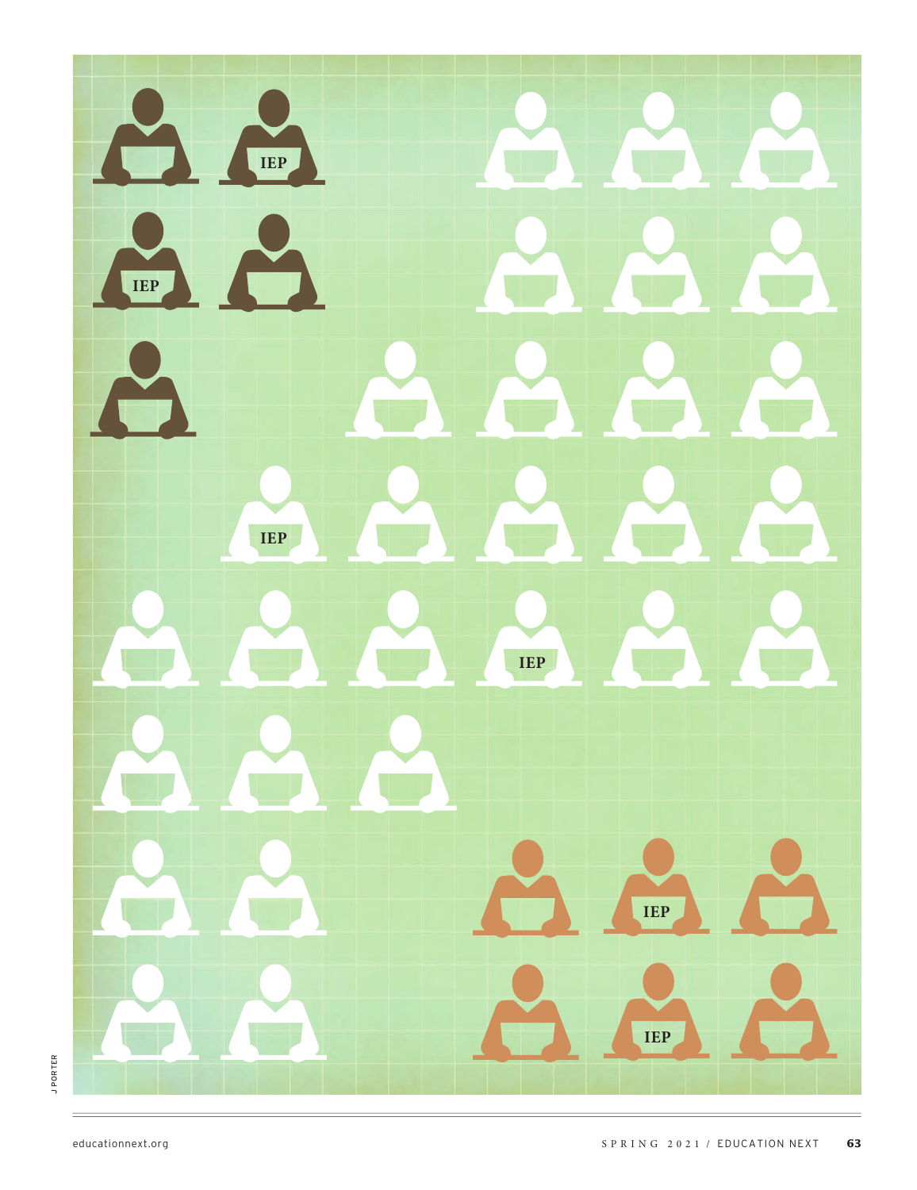J PORTER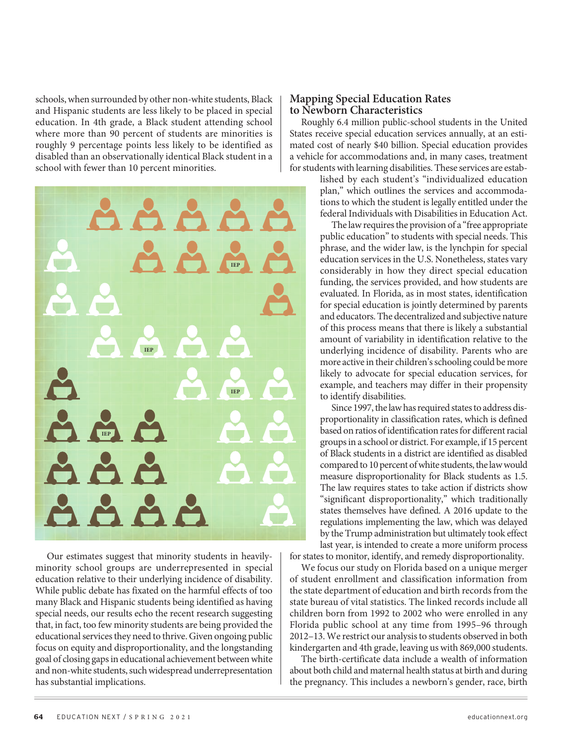schools, when surrounded by other non-white students, Black and Hispanic students are less likely to be placed in special education. In 4th grade, a Black student attending school where more than 90 percent of students are minorities is roughly 9 percentage points less likely to be identified as disabled than an observationally identical Black student in a school with fewer than 10 percent minorities.

Our estimates suggest that minority students in heavily-minority school groups are underrepresented in special education relative to their underlying incidence of disability. While public debate has fixated on the harmful effects of too many Black and Hispanic students being identified as having special needs, our results echo the recent research suggesting that, in fact, too few minority students are being provided the educational services they need to thrive. Given ongoing public focus on equity and disproportionality, and the longstanding goal of closing gaps in educational achievement between white and non-white students, such widespread underrepresentation has substantial implications.

## Mapping Special Education Rates to Newborn Characteristics

Roughly 6.4 million public-school students in the United States receive special education services annually, at an estimated cost of nearly $40 billion. Special education provides a vehicle for accommodations and, in many cases, treatment for students with learning disabilities. These services are established by each student's "individualized education plan," which outlines the services and accommodations to which the student is legally entitled under the federal Individuals with Disabilities in Education Act.

The law requires the provision of a "free appropriate public education" to students with special needs. This phrase, and the wider law, is the lynchpin for special education services in the U.S. Nonetheless, states vary considerably in how they direct special education funding, the services provided, and how students are evaluated. In Florida, as in most states, identification for special education is jointly determined by parents and educators. The decentralized and subjective nature of this process means that there is likely a substantial amount of variability in identification relative to the underlying incidence of disability. Parents who are more active in their children's schooling could be more likely to advocate for special education services, for example, and teachers may differ in their propensity to identify disabilities.

Since 1997, the law has required states to address disproportionality in classification rates, which is defined based on ratios of identification rates for different racial groups in a school or district. For example, if 15 percent of Black students in a district are identified as disabled compared to 10 percent of white students, the law would measure disproportionality for Black students as 1.5. The law requires states to take action if districts show "significant disproportionality," which traditionally states themselves have defined. A 2016 update to the regulations implementing the law, which was delayed by the Trump administration but ultimately took effect last year, is intended to create a more uniform process for states to monitor, identify, and remedy disproportionality.

We focus our study on Florida based on a unique merger of student enrollment and classification information from the state department of education and birth records from the state bureau of vital statistics. The linked records include all children born from 1992 to 2002 who were enrolled in any Florida public school at any time from 1995–96 through 2012–13. We restrict our analysis to students observed in both kindergarten and 4th grade, leaving us with 869,000 students.

The birth-certificate data include a wealth of information about both child and maternal health status at birth and during the pregnancy. This includes a newborn's gender, race, birth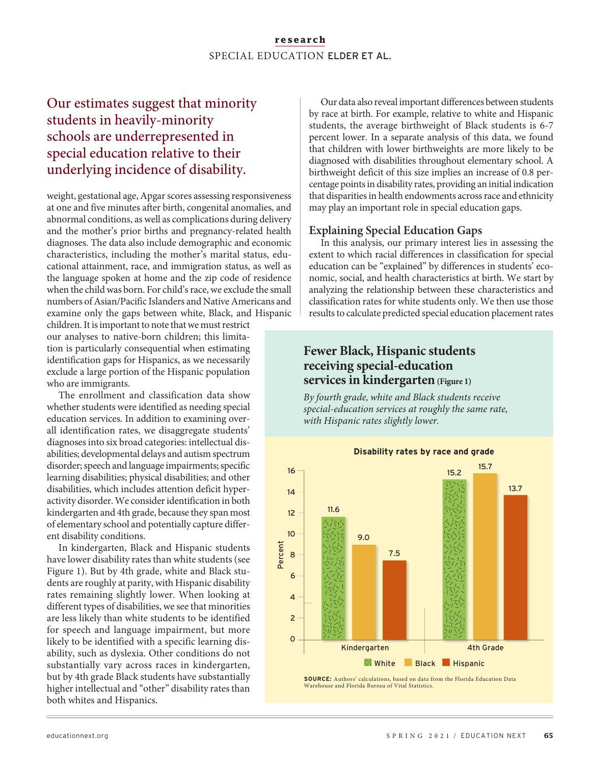> Our estimates suggest that minority students in heavily-minority schools are underrepresented in special education relative to their underlying incidence of disability.

weight, gestational age, Apgar scores assessing responsiveness at one and five minutes after birth, congenital anomalies, and abnormal conditions, as well as complications during delivery and the mother's prior births and pregnancy-related health diagnoses. The data also include demographic and economic characteristics, including the mother's marital status, educational attainment, race, and immigration status, as well as the language spoken at home and the zip code of residence when the child was born. For child's race, we exclude the small numbers of Asian/Pacific Islanders and Native Americans and examine only the gaps between white, Black, and Hispanic children. It is important to note that we must restrict our analyses to native-born children; this limitation is particularly consequential when estimating identification gaps for Hispanics, as we necessarily exclude a large portion of the Hispanic population who are immigrants.

The enrollment and classification data show whether students were identified as needing special education services. In addition to examining overall identification rates, we disaggregate students' diagnoses into six broad categories: intellectual disabilities; developmental delays and autism spectrum disorder; speech and language impairments; specific learning disabilities; physical disabilities; and other disabilities, which includes attention deficit hyperactivity disorder. We consider identification in both kindergarten and 4th grade, because they span most of elementary school and potentially capture different disability conditions.

In kindergarten, Black and Hispanic students have lower disability rates than white students (see Figure 1). But by 4th grade, white and Black students are roughly at parity, with Hispanic disability rates remaining slightly lower. When looking at different types of disabilities, we see that minorities are less likely than white students to be identified for speech and language impairment, but more likely to be identified with a specific learning disability, such as dyslexia. Other conditions do not substantially vary across races in kindergarten, but by 4th grade Black students have substantially higher intellectual and "other" disability rates than both whites and Hispanics.

Our data also reveal important differences between students by race at birth. For example, relative to white and Hispanic students, the average birthweight of Black students is 6-7 percent lower. In a separate analysis of this data, we found that children with lower birthweights are more likely to be diagnosed with disabilities throughout elementary school. A birthweight deficit of this size implies an increase of 0.8 percentage points in disability rates, providing an initial indication that disparities in health endowments across race and ethnicity may play an important role in special education gaps.

## Explaining Special Education Gaps

In this analysis, our primary interest lies in assessing the extent to which racial differences in classification for special education can be "explained" by differences in students' economic, social, and health characteristics at birth. We start by analyzing the relationship between these characteristics and classification rates for white students only. We then use those results to calculate predicted special education placement rates

### Fewer Black, Hispanic students receiving special-education services in kindergarten (Figure 1)

*By fourth grade, white and Black students receive special-education services at roughly the same rate, with Hispanic rates slightly lower.*

**Disability rates by race and grade** (Percent)

| | White | Black | Hispanic |
|---|---|---|---|
| Kindergarten | 11.6 | 9.0 | 7.5 |
| 4th Grade | 15.2 | 15.7 | 13.7 |

**SOURCE:** Authors' calculations, based on data from the Florida Education Data Warehouse and Florida Bureau of Vital Statistics.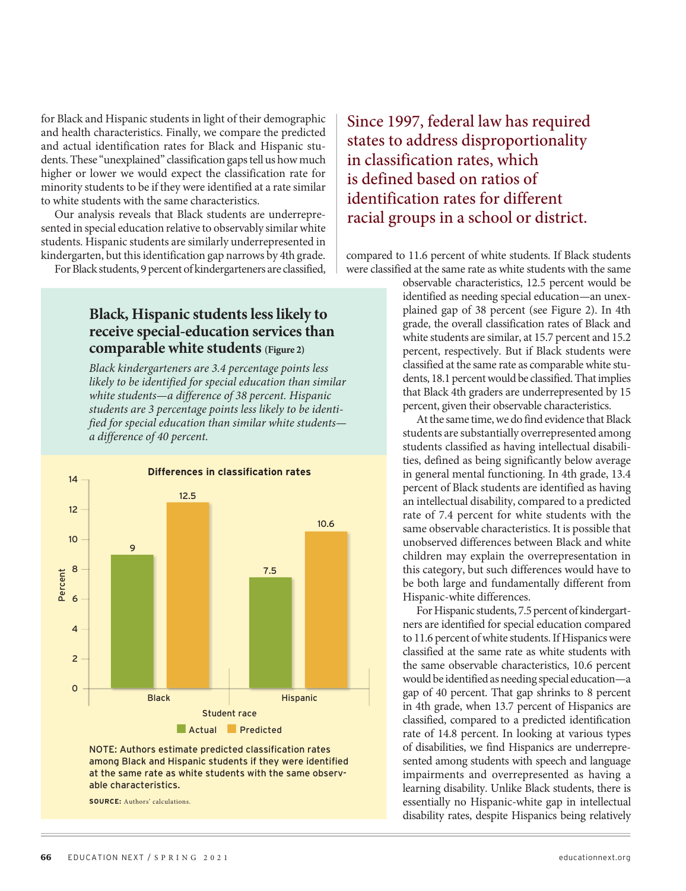for Black and Hispanic students in light of their demographic and health characteristics. Finally, we compare the predicted and actual identification rates for Black and Hispanic students. These "unexplained" classification gaps tell us how much higher or lower we would expect the classification rate for minority students to be if they were identified at a rate similar to white students with the same characteristics.

Our analysis reveals that Black students are underrepresented in special education relative to observably similar white students. Hispanic students are similarly underrepresented in kindergarten, but this identification gap narrows by 4th grade.

For Black students, 9 percent of kindergarteners are classified, compared to 11.6 percent of white students. If Black students were classified at the same rate as white students with the same observable characteristics, 12.5 percent would be identified as needing special education—an unexplained gap of 38 percent (see Figure 2). In 4th grade, the overall classification rates of Black and white students are similar, at 15.7 percent and 15.2 percent, respectively. But if Black students were classified at the same rate as comparable white students, 18.1 percent would be classified. That implies that Black 4th graders are underrepresented by 15 percent, given their observable characteristics.

> Since 1997, federal law has required states to address disproportionality in classification rates, which is defined based on ratios of identification rates for different racial groups in a school or district.

### Black, Hispanic students less likely to receive special-education services than comparable white students (Figure 2)

*Black kindergarteners are 3.4 percentage points less likely to be identified for special education than similar white students—a difference of 38 percent. Hispanic students are 3 percentage points less likely to be identified for special education than similar white students—a difference of 40 percent.*

**Differences in classification rates** (Percent, by student race)

| Student race | Actual | Predicted |
|---|---|---|
| Black | 9 | 12.5 |
| Hispanic | 7.5 | 10.6 |

NOTE: Authors estimate predicted classification rates among Black and Hispanic students if they were identified at the same rate as white students with the same observable characteristics.

SOURCE: Authors' calculations.

At the same time, we do find evidence that Black students are substantially overrepresented among students classified as having intellectual disabilities, defined as being significantly below average in general mental functioning. In 4th grade, 13.4 percent of Black students are identified as having an intellectual disability, compared to a predicted rate of 7.4 percent for white students with the same observable characteristics. It is possible that unobserved differences between Black and white children may explain the overrepresentation in this category, but such differences would have to be both large and fundamentally different from Hispanic-white differences.

For Hispanic students, 7.5 percent of kindergartners are identified for special education compared to 11.6 percent of white students. If Hispanics were classified at the same rate as white students with the same observable characteristics, 10.6 percent would be identified as needing special education—a gap of 40 percent. That gap shrinks to 8 percent in 4th grade, when 13.7 percent of Hispanics are classified, compared to a predicted identification rate of 14.8 percent. In looking at various types of disabilities, we find Hispanics are underrepresented among students with speech and language impairments and overrepresented as having a learning disability. Unlike Black students, there is essentially no Hispanic-white gap in intellectual disability rates, despite Hispanics being relatively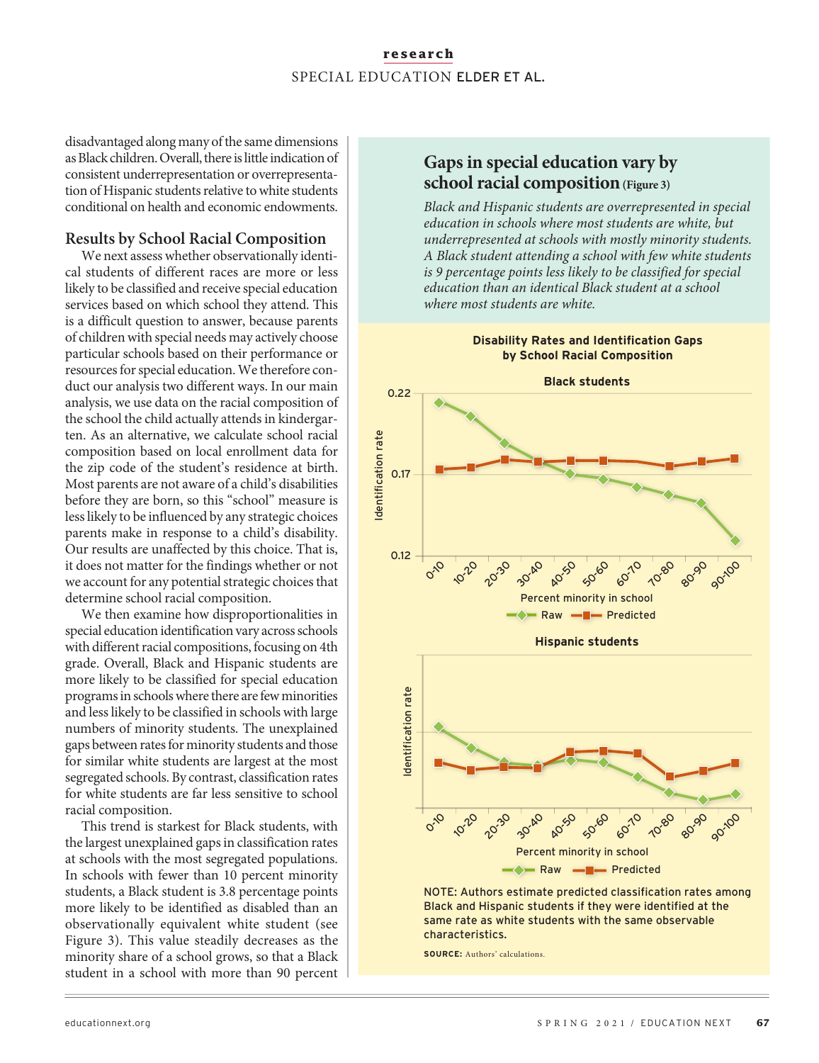disadvantaged along many of the same dimensions as Black children. Overall, there is little indication of consistent underrepresentation or overrepresentation of Hispanic students relative to white students conditional on health and economic endowments.

## Results by School Racial Composition

We next assess whether observationally identical students of different races are more or less likely to be classified and receive special education services based on which school they attend. This is a difficult question to answer, because parents of children with special needs may actively choose particular schools based on their performance or resources for special education. We therefore conduct our analysis two different ways. In our main analysis, we use data on the racial composition of the school the child actually attends in kindergarten. As an alternative, we calculate school racial composition based on local enrollment data for the zip code of the student's residence at birth. Most parents are not aware of a child's disabilities before they are born, so this "school" measure is less likely to be influenced by any strategic choices parents make in response to a child's disability. Our results are unaffected by this choice. That is, it does not matter for the findings whether or not we account for any potential strategic choices that determine school racial composition.

We then examine how disproportionalities in special education identification vary across schools with different racial compositions, focusing on 4th grade. Overall, Black and Hispanic students are more likely to be classified for special education programs in schools where there are few minorities and less likely to be classified in schools with large numbers of minority students. The unexplained gaps between rates for minority students and those for similar white students are largest at the most segregated schools. By contrast, classification rates for white students are far less sensitive to school racial composition.

This trend is starkest for Black students, with the largest unexplained gaps in classification rates at schools with the most segregated populations. In schools with fewer than 10 percent minority students, a Black student is 3.8 percentage points more likely to be identified as disabled than an observationally equivalent white student (see Figure 3). This value steadily decreases as the minority share of a school grows, so that a Black student in a school with more than 90 percent

### Gaps in special education vary by school racial composition (Figure 3)

*Black and Hispanic students are overrepresented in special education in schools where most students are white, but underrepresented at schools with mostly minority students. A Black student attending a school with few white students is 9 percentage points less likely to be classified for special education than an identical Black student at a school where most students are white.*

**Disability Rates and Identification Gaps by School Racial Composition**

NOTE: Authors estimate predicted classification rates among Black and Hispanic students if they were identified at the same rate as white students with the same observable characteristics.

**SOURCE:** Authors' calculations.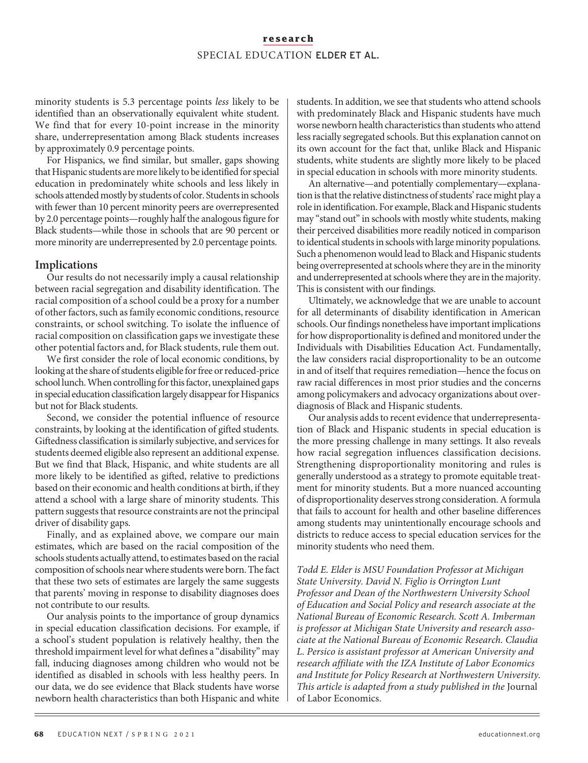minority students is 5.3 percentage points *less* likely to be identified than an observationally equivalent white student. We find that for every 10-point increase in the minority share, underrepresentation among Black students increases by approximately 0.9 percentage points.

For Hispanics, we find similar, but smaller, gaps showing that Hispanic students are more likely to be identified for special education in predominately white schools and less likely in schools attended mostly by students of color. Students in schools with fewer than 10 percent minority peers are overrepresented by 2.0 percentage points—roughly half the analogous figure for Black students—while those in schools that are 90 percent or more minority are underrepresented by 2.0 percentage points.

## Implications

Our results do not necessarily imply a causal relationship between racial segregation and disability identification. The racial composition of a school could be a proxy for a number of other factors, such as family economic conditions, resource constraints, or school switching. To isolate the influence of racial composition on classification gaps we investigate these other potential factors and, for Black students, rule them out.

We first consider the role of local economic conditions, by looking at the share of students eligible for free or reduced-price school lunch. When controlling for this factor, unexplained gaps in special education classification largely disappear for Hispanics but not for Black students.

Second, we consider the potential influence of resource constraints, by looking at the identification of gifted students. Giftedness classification is similarly subjective, and services for students deemed eligible also represent an additional expense. But we find that Black, Hispanic, and white students are all more likely to be identified as gifted, relative to predictions based on their economic and health conditions at birth, if they attend a school with a large share of minority students. This pattern suggests that resource constraints are not the principal driver of disability gaps.

Finally, and as explained above, we compare our main estimates, which are based on the racial composition of the schools students actually attend, to estimates based on the racial composition of schools near where students were born. The fact that these two sets of estimates are largely the same suggests that parents' moving in response to disability diagnoses does not contribute to our results.

Our analysis points to the importance of group dynamics in special education classification decisions. For example, if a school's student population is relatively healthy, then the threshold impairment level for what defines a "disability" may fall, inducing diagnoses among children who would not be identified as disabled in schools with less healthy peers. In our data, we do see evidence that Black students have worse newborn health characteristics than both Hispanic and white students. In addition, we see that students who attend schools with predominately Black and Hispanic students have much worse newborn health characteristics than students who attend less racially segregated schools. But this explanation cannot on its own account for the fact that, unlike Black and Hispanic students, white students are slightly more likely to be placed in special education in schools with more minority students.

An alternative—and potentially complementary—explanation is that the relative distinctness of students' race might play a role in identification. For example, Black and Hispanic students may "stand out" in schools with mostly white students, making their perceived disabilities more readily noticed in comparison to identical students in schools with large minority populations. Such a phenomenon would lead to Black and Hispanic students being overrepresented at schools where they are in the minority and underrepresented at schools where they are in the majority. This is consistent with our findings.

Ultimately, we acknowledge that we are unable to account for all determinants of disability identification in American schools. Our findings nonetheless have important implications for how disproportionality is defined and monitored under the Individuals with Disabilities Education Act. Fundamentally, the law considers racial disproportionality to be an outcome in and of itself that requires remediation—hence the focus on raw racial differences in most prior studies and the concerns among policymakers and advocacy organizations about overdiagnosis of Black and Hispanic students.

Our analysis adds to recent evidence that underrepresentation of Black and Hispanic students in special education is the more pressing challenge in many settings. It also reveals how racial segregation influences classification decisions. Strengthening disproportionality monitoring and rules is generally understood as a strategy to promote equitable treatment for minority students. But a more nuanced accounting of disproportionality deserves strong consideration. A formula that fails to account for health and other baseline differences among students may unintentionally encourage schools and districts to reduce access to special education services for the minority students who need them.

*Todd E. Elder is MSU Foundation Professor at Michigan State University. David N. Figlio is Orrington Lunt Professor and Dean of the Northwestern University School of Education and Social Policy and research associate at the National Bureau of Economic Research. Scott A. Imberman is professor at Michigan State University and research associate at the National Bureau of Economic Research. Claudia L. Persico is assistant professor at American University and research affiliate with the IZA Institute of Labor Economics and Institute for Policy Research at Northwestern University. This article is adapted from a study published in the* Journal of Labor Economics.